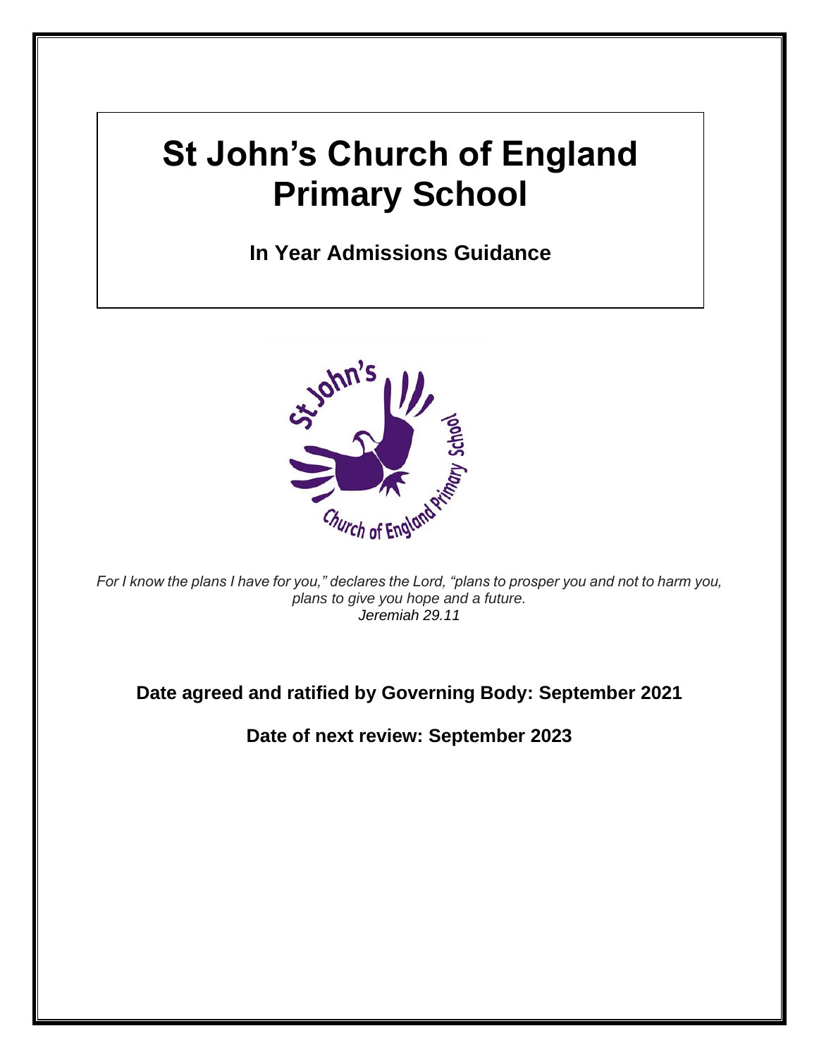# St John's Church of England Primary School

## In Year Admissions Guidance

*For I know the plans I have for you," declares the Lord, "plans to prosper you and not to harm you, plans to give you hope and a future.*
*Jeremiah 29.11*

**Date agreed and ratified by Governing Body: September 2021**

**Date of next review: September 2023**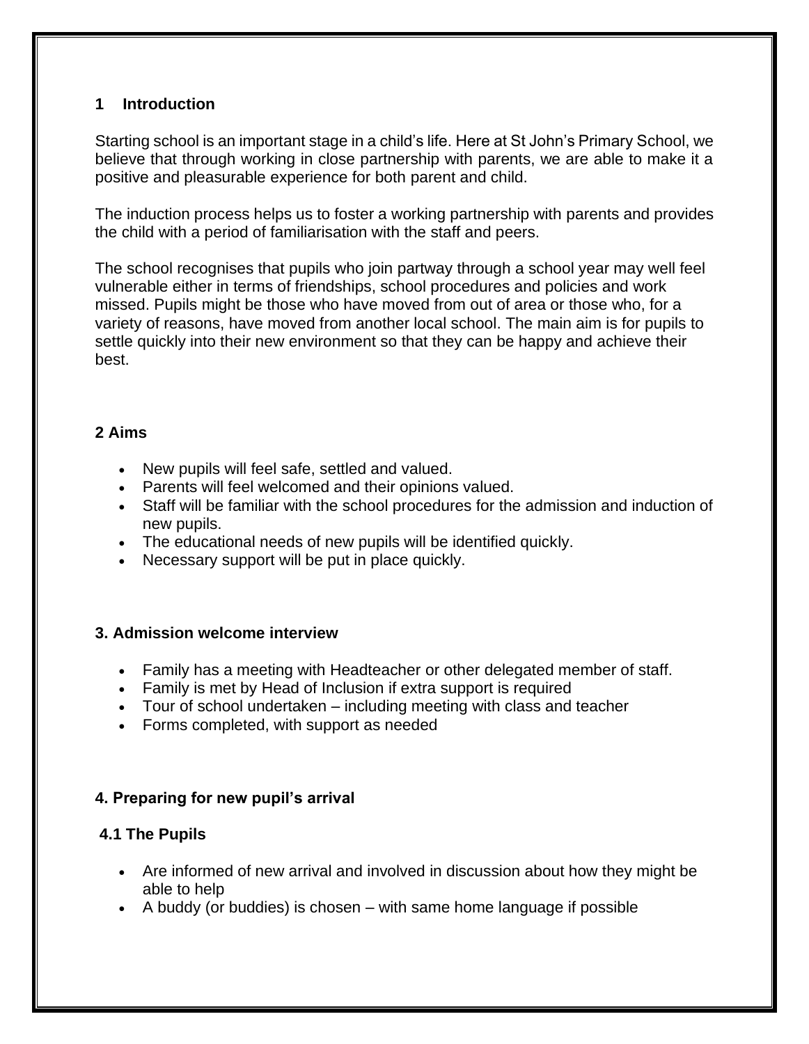## 1 Introduction

Starting school is an important stage in a child's life. Here at St John's Primary School, we believe that through working in close partnership with parents, we are able to make it a positive and pleasurable experience for both parent and child.

The induction process helps us to foster a working partnership with parents and provides the child with a period of familiarisation with the staff and peers.

The school recognises that pupils who join partway through a school year may well feel vulnerable either in terms of friendships, school procedures and policies and work missed. Pupils might be those who have moved from out of area or those who, for a variety of reasons, have moved from another local school. The main aim is for pupils to settle quickly into their new environment so that they can be happy and achieve their best.

## 2 Aims

- New pupils will feel safe, settled and valued.
- Parents will feel welcomed and their opinions valued.
- Staff will be familiar with the school procedures for the admission and induction of new pupils.
- The educational needs of new pupils will be identified quickly.
- Necessary support will be put in place quickly.

## 3. Admission welcome interview

- Family has a meeting with Headteacher or other delegated member of staff.
- Family is met by Head of Inclusion if extra support is required
- Tour of school undertaken – including meeting with class and teacher
- Forms completed, with support as needed

## 4. Preparing for new pupil's arrival

### 4.1 The Pupils

- Are informed of new arrival and involved in discussion about how they might be able to help
- A buddy (or buddies) is chosen – with same home language if possible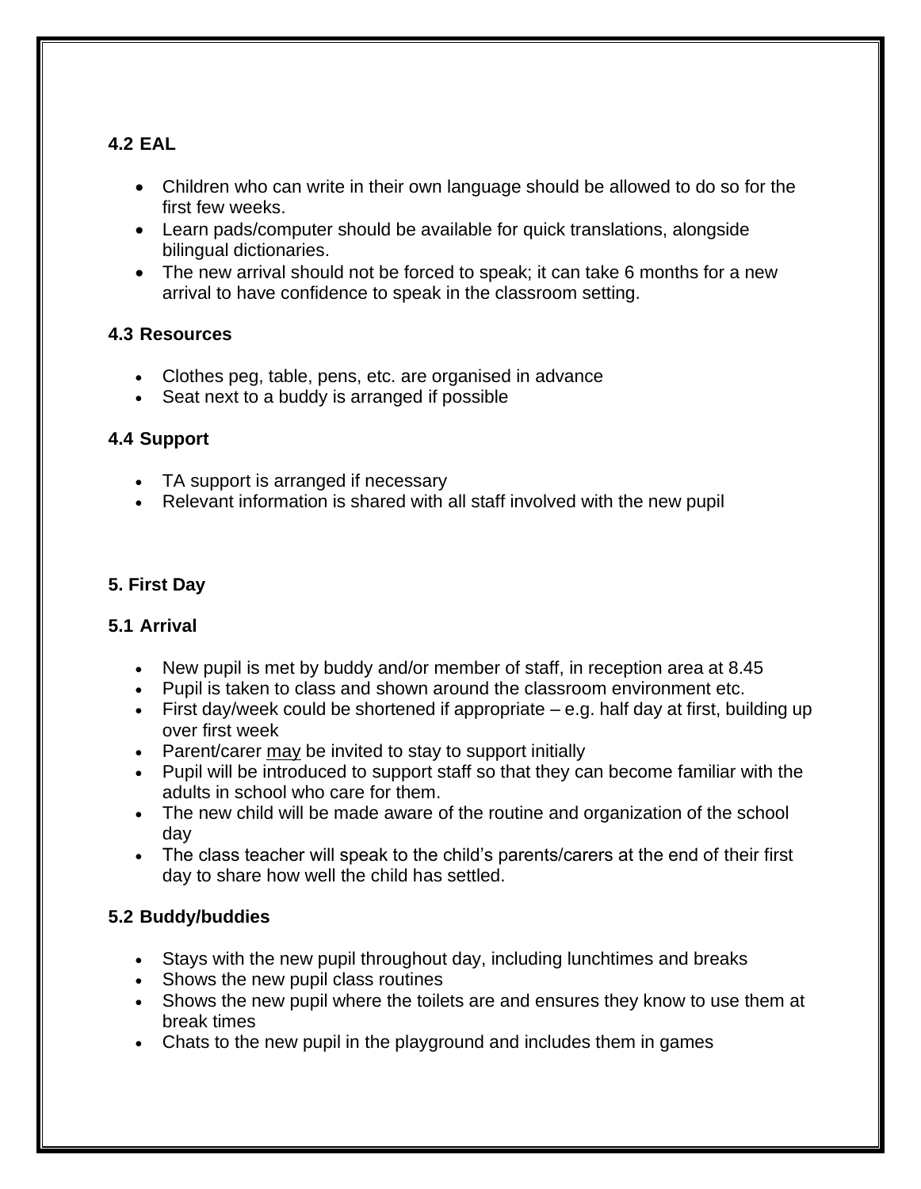### 4.2 EAL

- Children who can write in their own language should be allowed to do so for the first few weeks.
- Learn pads/computer should be available for quick translations, alongside bilingual dictionaries.
- The new arrival should not be forced to speak; it can take 6 months for a new arrival to have confidence to speak in the classroom setting.

### 4.3 Resources

- Clothes peg, table, pens, etc. are organised in advance
- Seat next to a buddy is arranged if possible

### 4.4 Support

- TA support is arranged if necessary
- Relevant information is shared with all staff involved with the new pupil

## 5. First Day

### 5.1 Arrival

- New pupil is met by buddy and/or member of staff, in reception area at 8.45
- Pupil is taken to class and shown around the classroom environment etc.
- First day/week could be shortened if appropriate – e.g. half day at first, building up over first week
- Parent/carer <u>may</u> be invited to stay to support initially
- Pupil will be introduced to support staff so that they can become familiar with the adults in school who care for them.
- The new child will be made aware of the routine and organization of the school day
- The class teacher will speak to the child's parents/carers at the end of their first day to share how well the child has settled.

### 5.2 Buddy/buddies

- Stays with the new pupil throughout day, including lunchtimes and breaks
- Shows the new pupil class routines
- Shows the new pupil where the toilets are and ensures they know to use them at break times
- Chats to the new pupil in the playground and includes them in games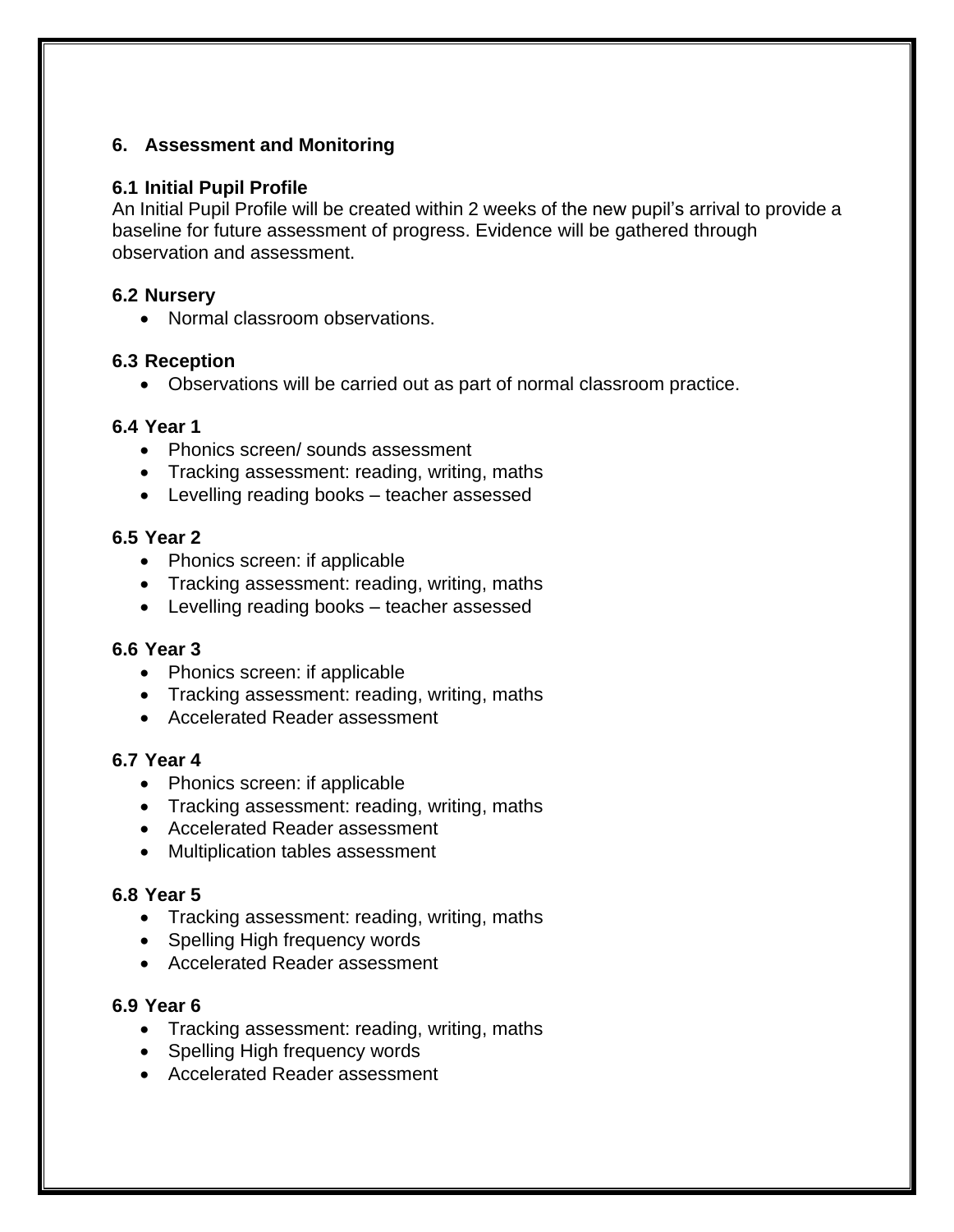## 6. Assessment and Monitoring

### 6.1 Initial Pupil Profile

An Initial Pupil Profile will be created within 2 weeks of the new pupil's arrival to provide a baseline for future assessment of progress. Evidence will be gathered through observation and assessment.

### 6.2 Nursery

- Normal classroom observations.

### 6.3 Reception

- Observations will be carried out as part of normal classroom practice.

### 6.4 Year 1

- Phonics screen/ sounds assessment
- Tracking assessment: reading, writing, maths
- Levelling reading books – teacher assessed

### 6.5 Year 2

- Phonics screen: if applicable
- Tracking assessment: reading, writing, maths
- Levelling reading books – teacher assessed

### 6.6 Year 3

- Phonics screen: if applicable
- Tracking assessment: reading, writing, maths
- Accelerated Reader assessment

### 6.7 Year 4

- Phonics screen: if applicable
- Tracking assessment: reading, writing, maths
- Accelerated Reader assessment
- Multiplication tables assessment

### 6.8 Year 5

- Tracking assessment: reading, writing, maths
- Spelling High frequency words
- Accelerated Reader assessment

### 6.9 Year 6

- Tracking assessment: reading, writing, maths
- Spelling High frequency words
- Accelerated Reader assessment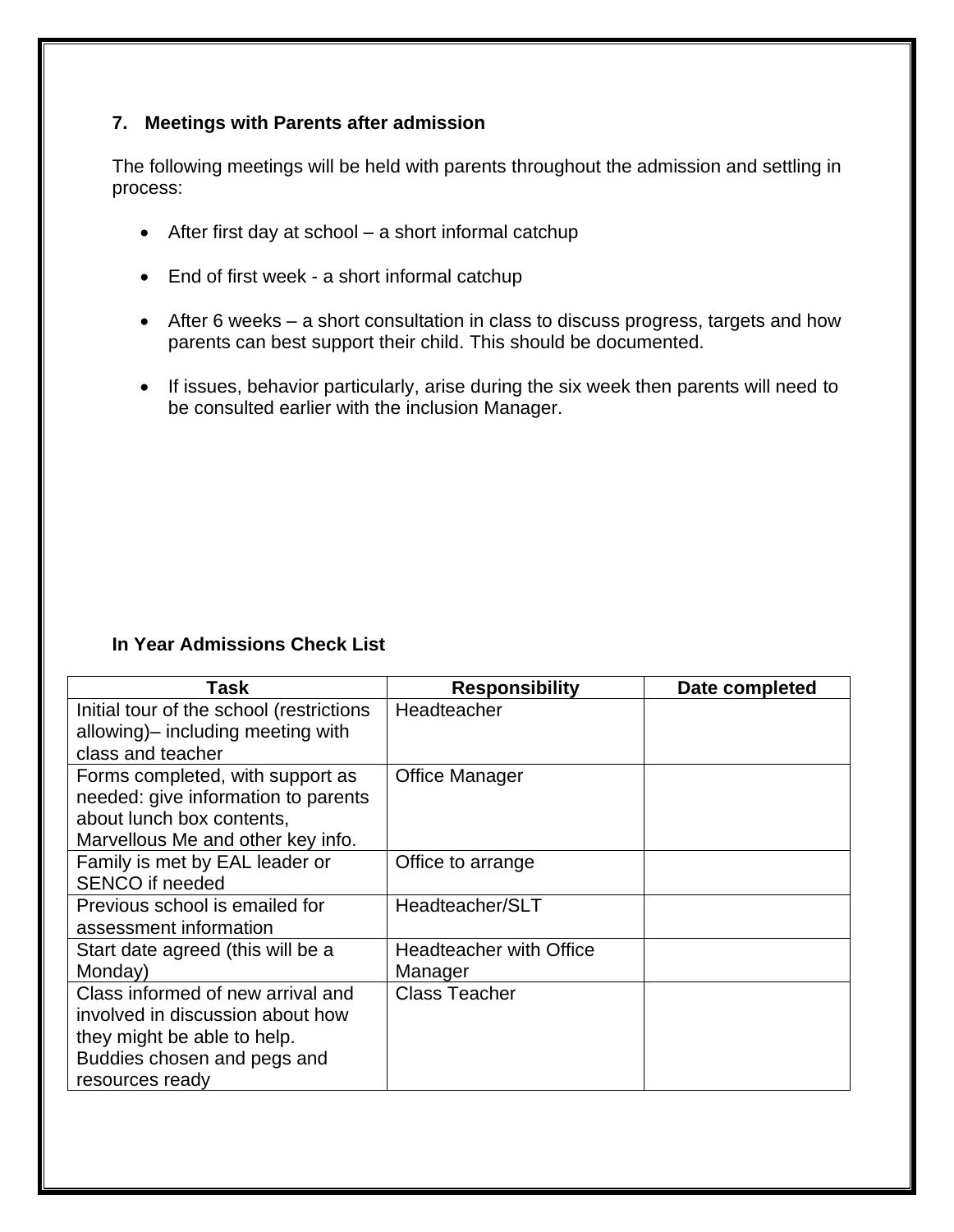## 7. Meetings with Parents after admission

The following meetings will be held with parents throughout the admission and settling in process:

- After first day at school – a short informal catchup
- End of first week - a short informal catchup
- After 6 weeks – a short consultation in class to discuss progress, targets and how parents can best support their child. This should be documented.
- If issues, behavior particularly, arise during the six week then parents will need to be consulted earlier with the inclusion Manager.

**In Year Admissions Check List**

| Task | Responsibility | Date completed |
| --- | --- | --- |
| Initial tour of the school (restrictions allowing)– including meeting with class and teacher | Headteacher | |
| Forms completed, with support as needed: give information to parents about lunch box contents, Marvellous Me and other key info. | Office Manager | |
| Family is met by EAL leader or SENCO if needed | Office to arrange | |
| Previous school is emailed for assessment information | Headteacher/SLT | |
| Start date agreed (this will be a Monday) | Headteacher with Office Manager | |
| Class informed of new arrival and involved in discussion about how they might be able to help. Buddies chosen and pegs and resources ready | Class Teacher | |